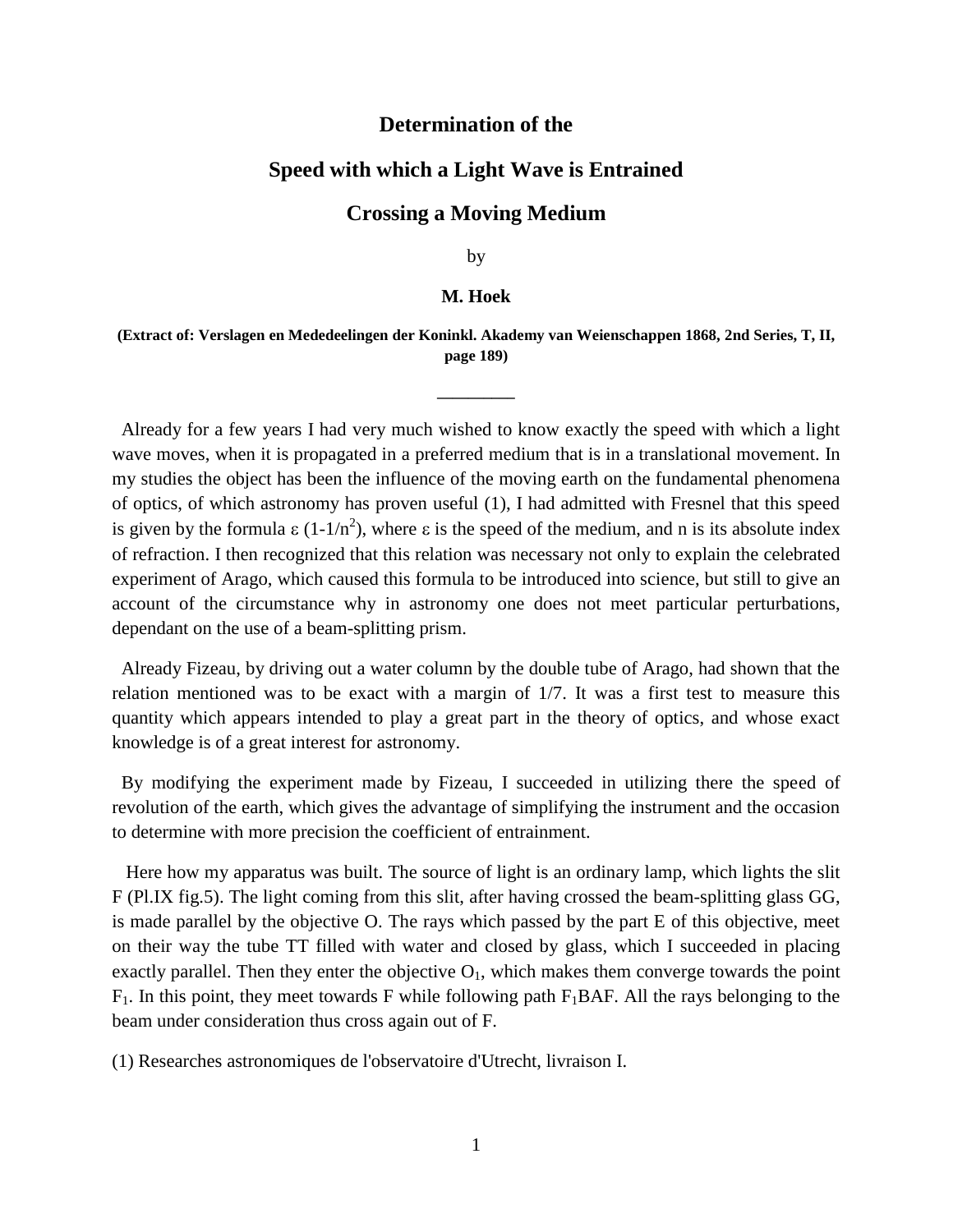# Determination of the Speed with which a Light Wave is Entrained Crossing a Moving Medium

by

**M. Hoek**

**(Extract of: Verslagen en Mededeelingen der Koninkl. Akademy van Weienschappen 1868, 2nd Series, T, II, page 189)**

---

Already for a few years I had very much wished to know exactly the speed with which a light wave moves, when it is propagated in a preferred medium that is in a translational movement. In my studies the object has been the influence of the moving earth on the fundamental phenomena of optics, of which astronomy has proven useful (1), I had admitted with Fresnel that this speed is given by the formula $\varepsilon\,(1\text{-}1/n^2)$, where $\varepsilon$ is the speed of the medium, and n is its absolute index of refraction. I then recognized that this relation was necessary not only to explain the celebrated experiment of Arago, which caused this formula to be introduced into science, but still to give an account of the circumstance why in astronomy one does not meet particular perturbations, dependant on the use of a beam-splitting prism.

Already Fizeau, by driving out a water column by the double tube of Arago, had shown that the relation mentioned was to be exact with a margin of 1/7. It was a first test to measure this quantity which appears intended to play a great part in the theory of optics, and whose exact knowledge is of a great interest for astronomy.

By modifying the experiment made by Fizeau, I succeeded in utilizing there the speed of revolution of the earth, which gives the advantage of simplifying the instrument and the occasion to determine with more precision the coefficient of entrainment.

Here how my apparatus was built. The source of light is an ordinary lamp, which lights the slit F (Pl.IX fig.5). The light coming from this slit, after having crossed the beam-splitting glass GG, is made parallel by the objective O. The rays which passed by the part E of this objective, meet on their way the tube TT filled with water and closed by glass, which I succeeded in placing exactly parallel. Then they enter the objective $O_1$, which makes them converge towards the point $F_1$. In this point, they meet towards F while following path $F_1$BAF. All the rays belonging to the beam under consideration thus cross again out of F.

(1) Researches astronomiques de l'observatoire d'Utrecht, livraison I.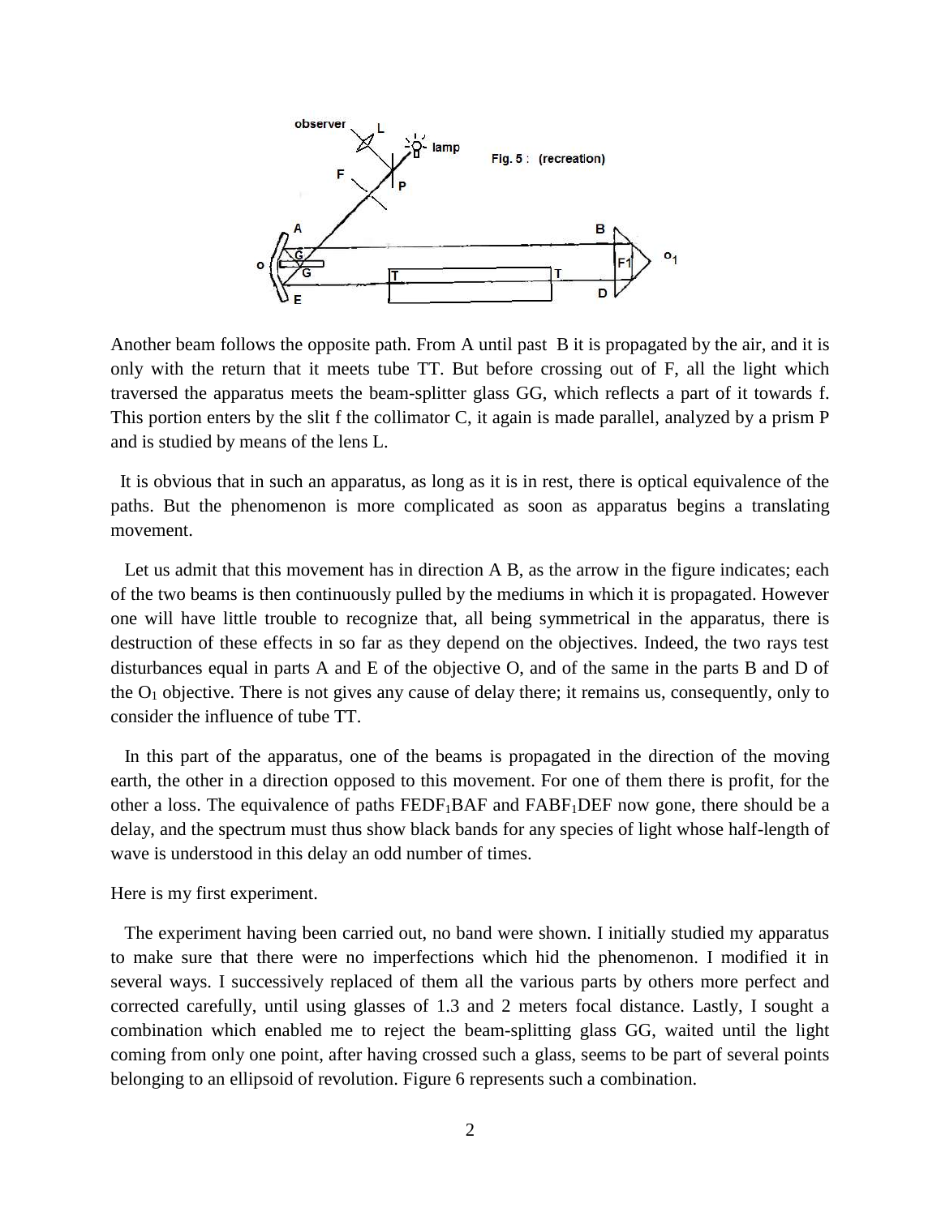Another beam follows the opposite path. From A until past B it is propagated by the air, and it is only with the return that it meets tube TT. But before crossing out of F, all the light which traversed the apparatus meets the beam-splitter glass GG, which reflects a part of it towards f. This portion enters by the slit f the collimator C, it again is made parallel, analyzed by a prism P and is studied by means of the lens L.

It is obvious that in such an apparatus, as long as it is in rest, there is optical equivalence of the paths. But the phenomenon is more complicated as soon as apparatus begins a translating movement.

Let us admit that this movement has in direction A B, as the arrow in the figure indicates; each of the two beams is then continuously pulled by the mediums in which it is propagated. However one will have little trouble to recognize that, all being symmetrical in the apparatus, there is destruction of these effects in so far as they depend on the objectives. Indeed, the two rays test disturbances equal in parts A and E of the objective O, and of the same in the parts B and D of the $O_1$ objective. There is not gives any cause of delay there; it remains us, consequently, only to consider the influence of tube TT.

In this part of the apparatus, one of the beams is propagated in the direction of the moving earth, the other in a direction opposed to this movement. For one of them there is profit, for the other a loss. The equivalence of paths $FEDF_1BAF$ and $FABF_1DEF$ now gone, there should be a delay, and the spectrum must thus show black bands for any species of light whose half-length of wave is understood in this delay an odd number of times.

Here is my first experiment.

The experiment having been carried out, no band were shown. I initially studied my apparatus to make sure that there were no imperfections which hid the phenomenon. I modified it in several ways. I successively replaced of them all the various parts by others more perfect and corrected carefully, until using glasses of 1.3 and 2 meters focal distance. Lastly, I sought a combination which enabled me to reject the beam-splitting glass GG, waited until the light coming from only one point, after having crossed such a glass, seems to be part of several points belonging to an ellipsoid of revolution. Figure 6 represents such a combination.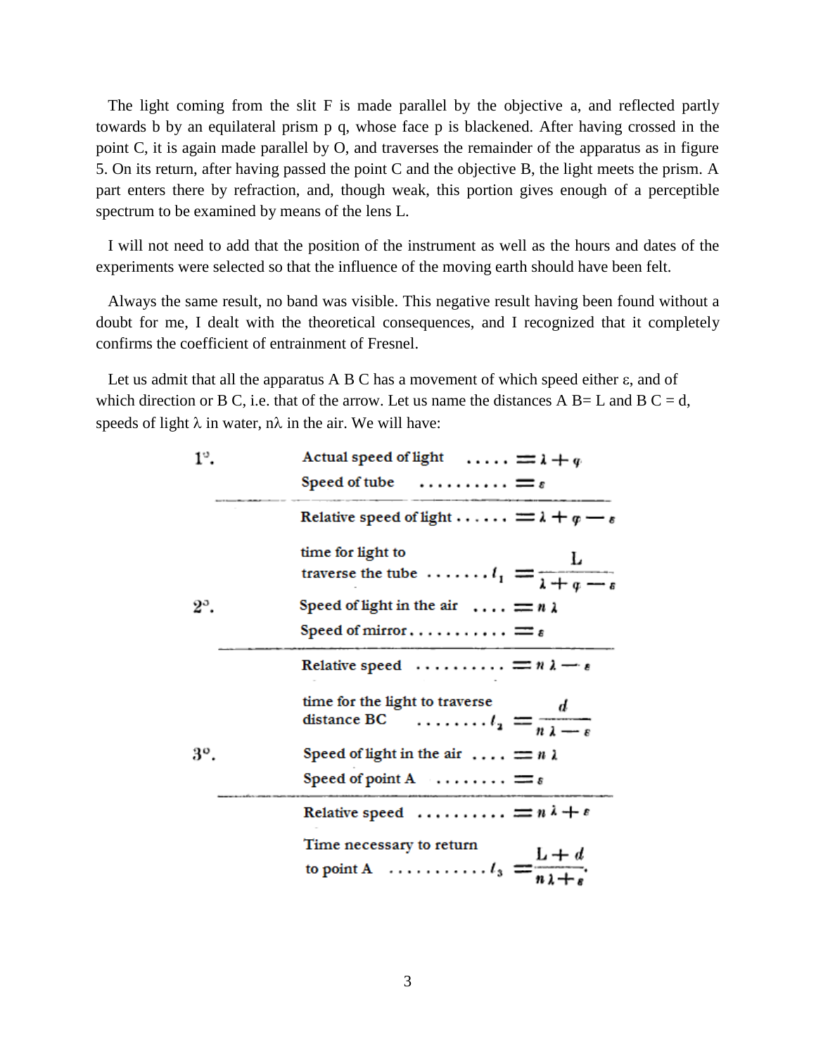The light coming from the slit F is made parallel by the objective a, and reflected partly towards b by an equilateral prism p q, whose face p is blackened. After having crossed in the point C, it is again made parallel by O, and traverses the remainder of the apparatus as in figure 5. On its return, after having passed the point C and the objective B, the light meets the prism. A part enters there by refraction, and, though weak, this portion gives enough of a perceptible spectrum to be examined by means of the lens L.

I will not need to add that the position of the instrument as well as the hours and dates of the experiments were selected so that the influence of the moving earth should have been felt.

Always the same result, no band was visible. This negative result having been found without a doubt for me, I dealt with the theoretical consequences, and I recognized that it completely confirms the coefficient of entrainment of Fresnel.

Let us admit that all the apparatus A B C has a movement of which speed either $\varepsilon$, and of which direction or B C, i.e. that of the arrow. Let us name the distances A B= L and B C = d, speeds of light $\lambda$ in water, $n\lambda$ in the air. We will have:

1°.

Actual speed of light ..... $= \lambda + \varphi$

Speed of tube .......... $= \varepsilon$

---

Relative speed of light ...... $= \lambda + \varphi - \varepsilon$

time for light to traverse the tube ....... $t_1 = \dfrac{L}{\lambda + \varphi - \varepsilon}$

2°.

Speed of light in the air .... $= n\lambda$

Speed of mirror ........... $= \varepsilon$

---

Relative speed .......... $= n\lambda - \varepsilon$

time for the light to traverse distance BC ........ $t_2 = \dfrac{d}{n\lambda - \varepsilon}$

3°.

Speed of light in the air .... $= n\lambda$

Speed of point A ........ $= \varepsilon$

---

Relative speed .......... $= n\lambda + \varepsilon$

Time necessary to return to point A ........... $t_3 = \dfrac{L + d}{n\lambda + \varepsilon}.$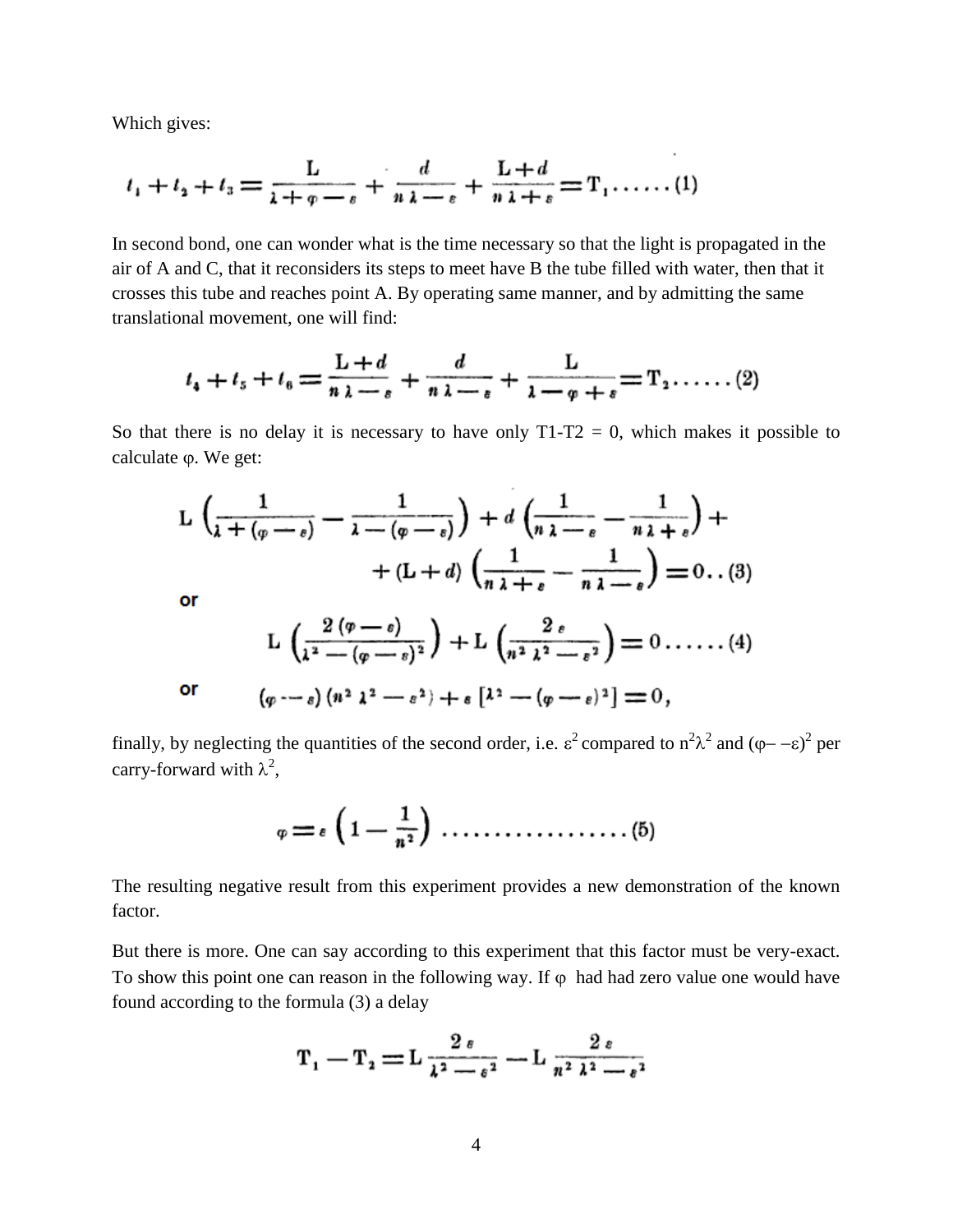Which gives:

$$t_1 + t_2 + t_3 = \frac{L}{\lambda + \varphi - \varepsilon} + \frac{d}{n\lambda - \varepsilon} + \frac{L + d}{n\lambda + \varepsilon} = T_1 \ldots\ldots (1)$$

In second bond, one can wonder what is the time necessary so that the light is propagated in the air of A and C, that it reconsiders its steps to meet have B the tube filled with water, then that it crosses this tube and reaches point A. By operating same manner, and by admitting the same translational movement, one will find:

$$t_4 + t_5 + t_6 = \frac{L + d}{n\lambda - \varepsilon} + \frac{d}{n\lambda - \varepsilon} + \frac{L}{\lambda - \varphi + \varepsilon} = T_2 \ldots\ldots (2)$$

So that there is no delay it is necessary to have only T1-T2 = 0, which makes it possible to calculate $\varphi$. We get:

$$L\left(\frac{1}{\lambda + (\varphi - \varepsilon)} - \frac{1}{\lambda - (\varphi - \varepsilon)}\right) + d\left(\frac{1}{n\lambda - \varepsilon} - \frac{1}{n\lambda + \varepsilon}\right) + \\ + (L + d)\left(\frac{1}{n\lambda + \varepsilon} - \frac{1}{n\lambda - \varepsilon}\right) = 0 \ldots (3)$$

or

$$L\left(\frac{2(\varphi - \varepsilon)}{\lambda^2 - (\varphi - \varepsilon)^2}\right) + L\left(\frac{2\varepsilon}{n^2\lambda^2 - \varepsilon^2}\right) = 0 \ldots\ldots (4)$$

or

$$(\varphi - \varepsilon)(n^2\lambda^2 - \varepsilon^2) + \varepsilon\left[\lambda^2 - (\varphi - \varepsilon)^2\right] = 0,$$

finally, by neglecting the quantities of the second order, i.e. $\varepsilon^2$ compared to $n^2\lambda^2$ and $(\varphi - -\varepsilon)^2$ per carry-forward with $\lambda^2$,

$$\varphi = \varepsilon\left(1 - \frac{1}{n^2}\right) \ldots\ldots\ldots\ldots\ldots\ldots (5)$$

The resulting negative result from this experiment provides a new demonstration of the known factor.

But there is more. One can say according to this experiment that this factor must be very-exact. To show this point one can reason in the following way. If $\varphi$ had had zero value one would have found according to the formula (3) a delay

$$T_1 - T_2 = L\frac{2\varepsilon}{\lambda^2 - \varepsilon^2} - L\frac{2\varepsilon}{n^2\lambda^2 - \varepsilon^2}$$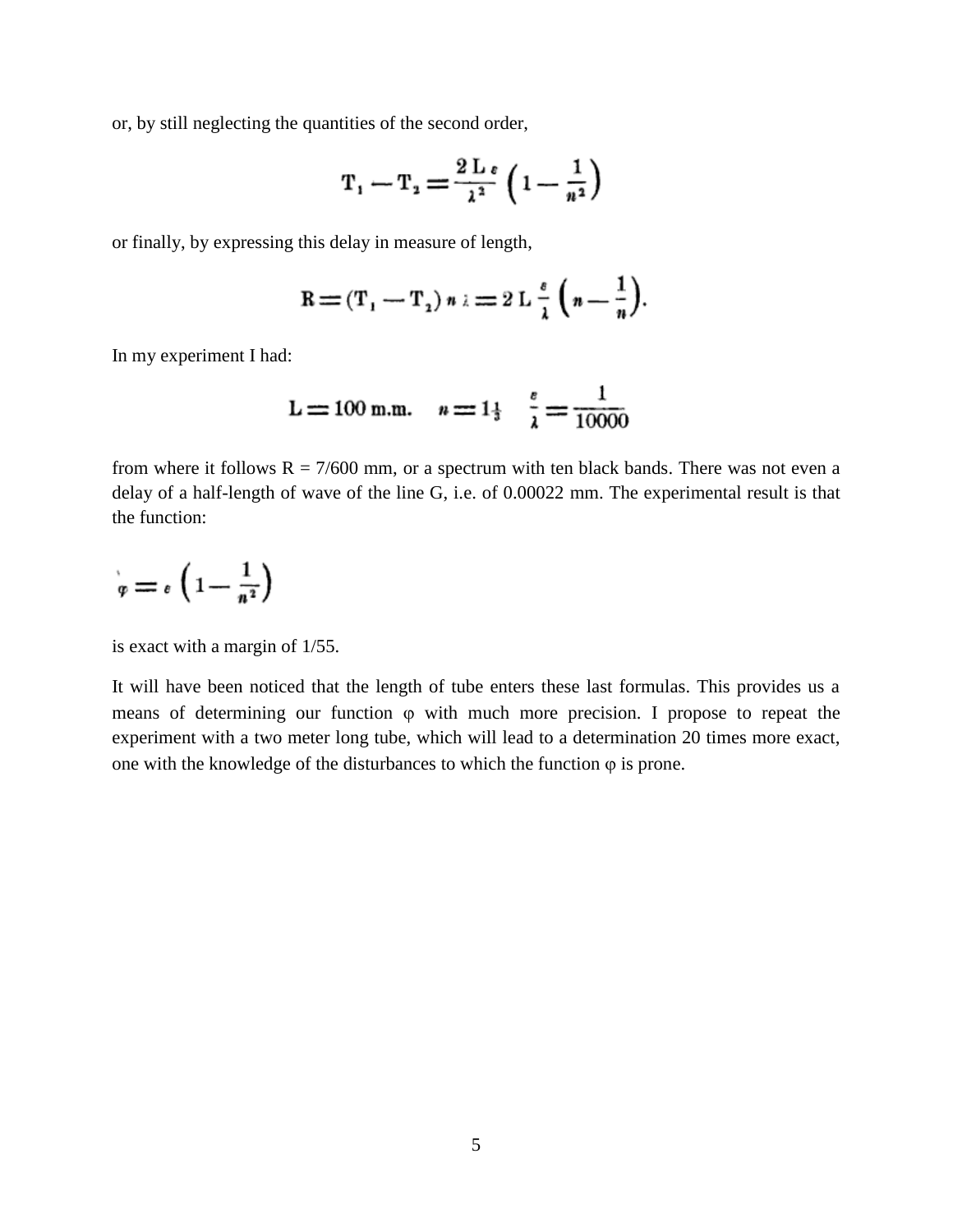or, by still neglecting the quantities of the second order,

$$T_1 - T_2 = \frac{2\,L\,\varepsilon}{\lambda^2}\left(1 - \frac{1}{n^2}\right)$$

or finally, by expressing this delay in measure of length,

$$R = (T_1 - T_2)\,n\,\lambda = 2\,L\,\frac{\varepsilon}{\lambda}\left(n - \frac{1}{n}\right).$$

In my experiment I had:

$$L = 100 \text{ m.m.} \quad n = 1\tfrac{1}{3} \quad \frac{\varepsilon}{\lambda} = \frac{1}{10000}$$

from where it follows R = 7/600 mm, or a spectrum with ten black bands. There was not even a delay of a half-length of wave of the line G, i.e. of 0.00022 mm. The experimental result is that the function:

$$\varphi = \varepsilon\left(1 - \frac{1}{n^2}\right)$$

is exact with a margin of 1/55.

It will have been noticed that the length of tube enters these last formulas. This provides us a means of determining our function φ with much more precision. I propose to repeat the experiment with a two meter long tube, which will lead to a determination 20 times more exact, one with the knowledge of the disturbances to which the function φ is prone.